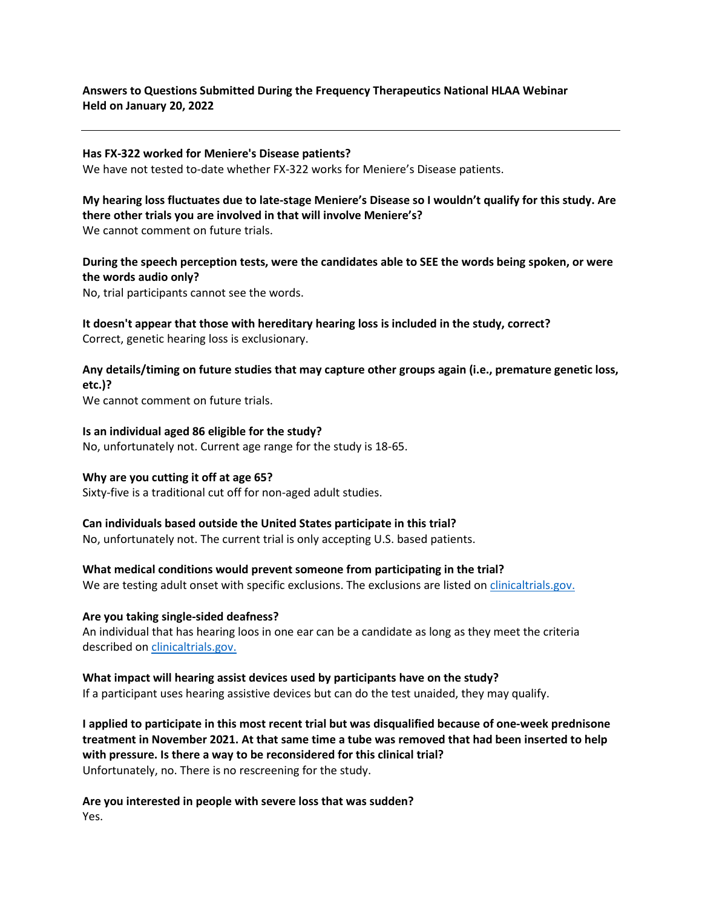**Answers to Questions Submitted During the Frequency Therapeutics National HLAA Webinar Held on January 20, 2022**

---

**Has FX-322 worked for Meniere's Disease patients?**
We have not tested to-date whether FX-322 works for Meniere's Disease patients.

**My hearing loss fluctuates due to late-stage Meniere's Disease so I wouldn't qualify for this study. Are there other trials you are involved in that will involve Meniere's?**
We cannot comment on future trials.

**During the speech perception tests, were the candidates able to SEE the words being spoken, or were the words audio only?**
No, trial participants cannot see the words.

**It doesn't appear that those with hereditary hearing loss is included in the study, correct?**
Correct, genetic hearing loss is exclusionary.

**Any details/timing on future studies that may capture other groups again (i.e., premature genetic loss, etc.)?**
We cannot comment on future trials.

**Is an individual aged 86 eligible for the study?**
No, unfortunately not. Current age range for the study is 18-65.

**Why are you cutting it off at age 65?**
Sixty-five is a traditional cut off for non-aged adult studies.

**Can individuals based outside the United States participate in this trial?**
No, unfortunately not. The current trial is only accepting U.S. based patients.

**What medical conditions would prevent someone from participating in the trial?**
We are testing adult onset with specific exclusions. The exclusions are listed on clinicaltrials.gov.

**Are you taking single-sided deafness?**
An individual that has hearing loos in one ear can be a candidate as long as they meet the criteria described on clinicaltrials.gov.

**What impact will hearing assist devices used by participants have on the study?**
If a participant uses hearing assistive devices but can do the test unaided, they may qualify.

**I applied to participate in this most recent trial but was disqualified because of one-week prednisone treatment in November 2021. At that same time a tube was removed that had been inserted to help with pressure. Is there a way to be reconsidered for this clinical trial?**
Unfortunately, no. There is no rescreening for the study.

**Are you interested in people with severe loss that was sudden?**
Yes.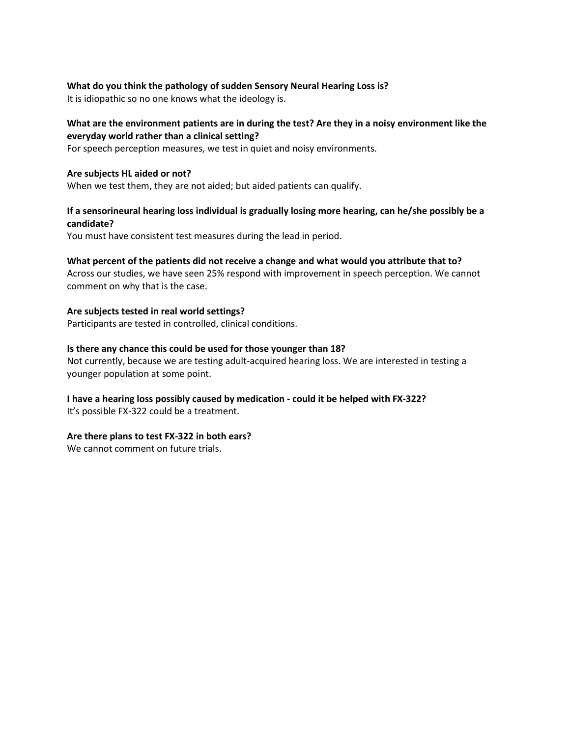**What do you think the pathology of sudden Sensory Neural Hearing Loss is?**
It is idiopathic so no one knows what the ideology is.

**What are the environment patients are in during the test? Are they in a noisy environment like the everyday world rather than a clinical setting?**
For speech perception measures, we test in quiet and noisy environments.

**Are subjects HL aided or not?**
When we test them, they are not aided; but aided patients can qualify.

**If a sensorineural hearing loss individual is gradually losing more hearing, can he/she possibly be a candidate?**
You must have consistent test measures during the lead in period.

**What percent of the patients did not receive a change and what would you attribute that to?**
Across our studies, we have seen 25% respond with improvement in speech perception. We cannot comment on why that is the case.

**Are subjects tested in real world settings?**
Participants are tested in controlled, clinical conditions.

**Is there any chance this could be used for those younger than 18?**
Not currently, because we are testing adult-acquired hearing loss. We are interested in testing a younger population at some point.

**I have a hearing loss possibly caused by medication - could it be helped with FX-322?**
It's possible FX-322 could be a treatment.

**Are there plans to test FX-322 in both ears?**
We cannot comment on future trials.